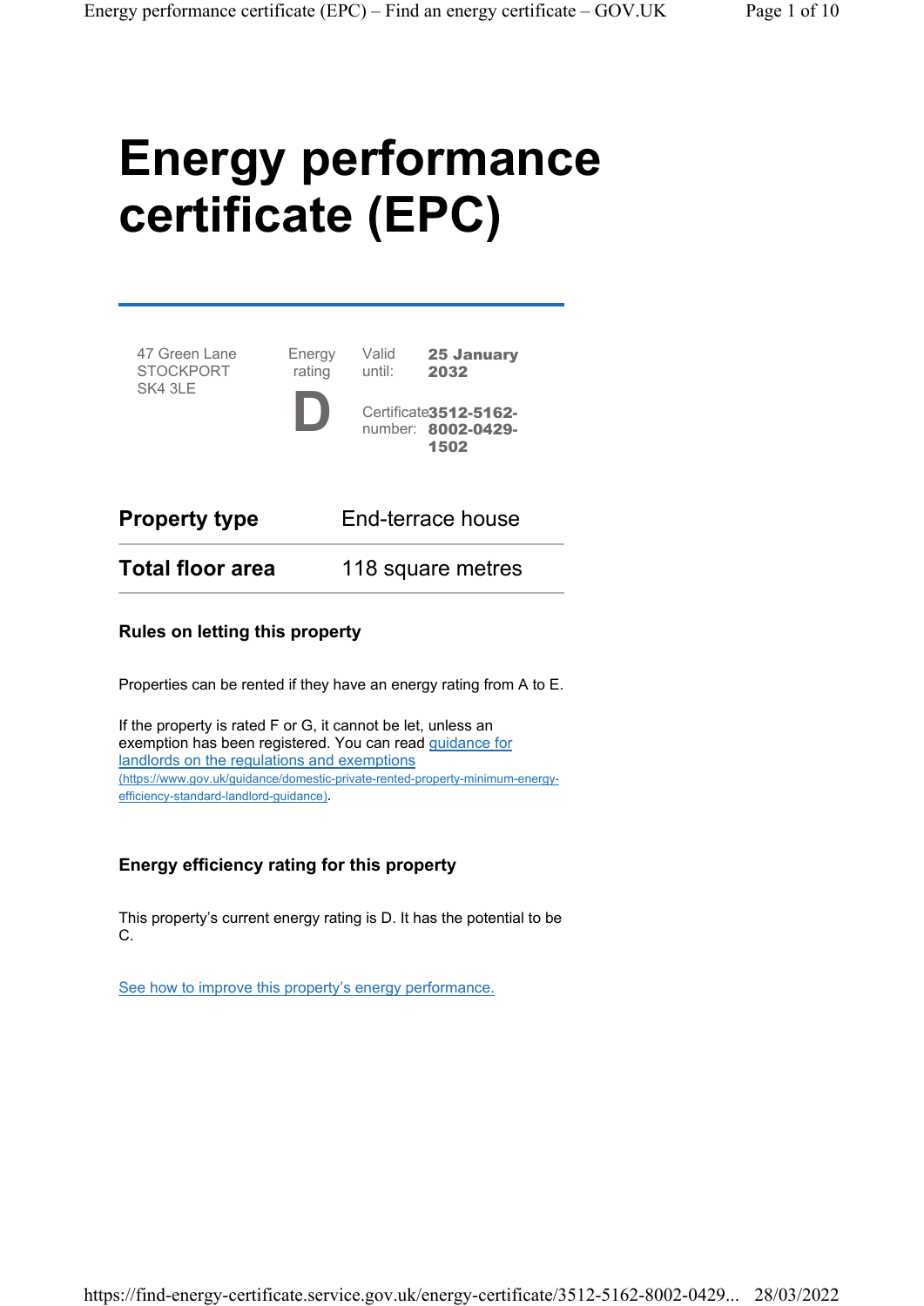# Energy performance certificate (EPC)

| | | | |
|---|---|---|---|
| 47 Green Lane<br>STOCKPORT<br>SK4 3LE | Energy rating<br>**D** | Valid until: | **25 January 2032** |
| | | Certificate number: | **3512-5162-8002-0429-1502** |

| | |
|---|---|
| **Property type** | End-terrace house |
| **Total floor area** | 118 square metres |

### Rules on letting this property

Properties can be rented if they have an energy rating from A to E.

If the property is rated F or G, it cannot be let, unless an exemption has been registered. You can read [guidance for landlords on the regulations and exemptions](https://www.gov.uk/guidance/domestic-private-rented-property-minimum-energy-efficiency-standard-landlord-guidance) (https://www.gov.uk/guidance/domestic-private-rented-property-minimum-energy-efficiency-standard-landlord-guidance).

### Energy efficiency rating for this property

This property's current energy rating is D. It has the potential to be C.

See how to improve this property's energy performance.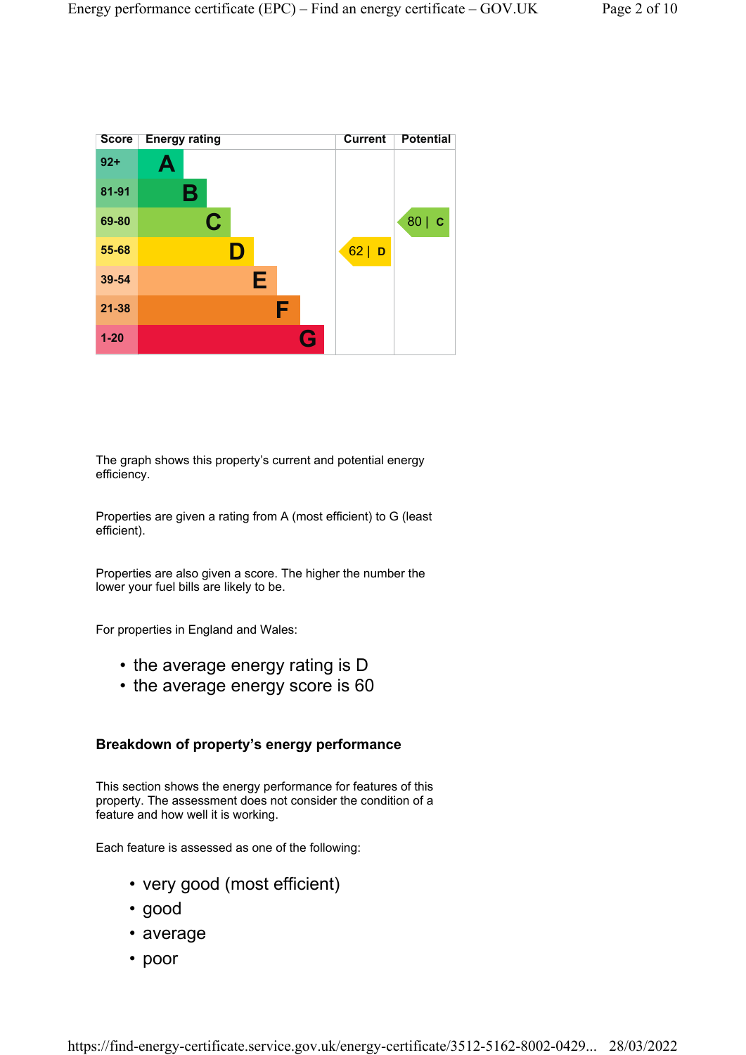| Score | Energy rating | Current | Potential |
|---|---|---|---|
| 92+ | A | | |
| 81-91 | B | | |
| 69-80 | C | | 80 \| C |
| 55-68 | D | 62 \| D | |
| 39-54 | E | | |
| 21-38 | F | | |
| 1-20 | G | | |

The graph shows this property's current and potential energy efficiency.

Properties are given a rating from A (most efficient) to G (least efficient).

Properties are also given a score. The higher the number the lower your fuel bills are likely to be.

For properties in England and Wales:

- the average energy rating is D
- the average energy score is 60

### Breakdown of property's energy performance

This section shows the energy performance for features of this property. The assessment does not consider the condition of a feature and how well it is working.

Each feature is assessed as one of the following:

- very good (most efficient)
- good
- average
- poor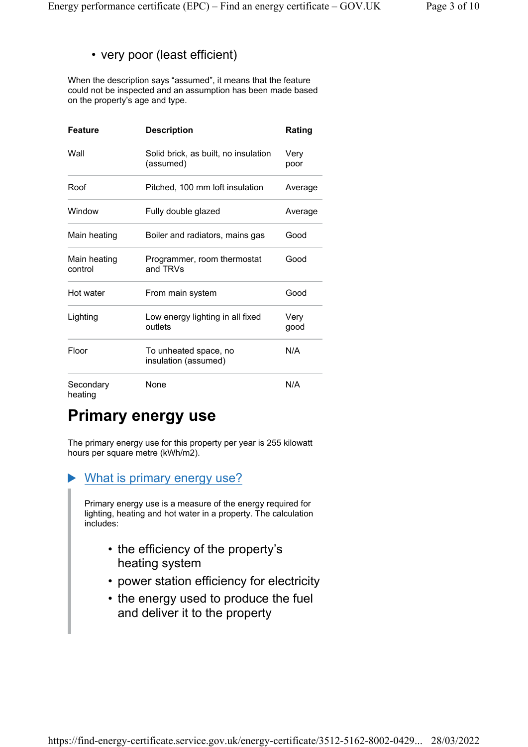- very poor (least efficient)

When the description says “assumed”, it means that the feature could not be inspected and an assumption has been made based on the property’s age and type.

| Feature | Description | Rating |
| --- | --- | --- |
| Wall | Solid brick, as built, no insulation (assumed) | Very poor |
| Roof | Pitched, 100 mm loft insulation | Average |
| Window | Fully double glazed | Average |
| Main heating | Boiler and radiators, mains gas | Good |
| Main heating control | Programmer, room thermostat and TRVs | Good |
| Hot water | From main system | Good |
| Lighting | Low energy lighting in all fixed outlets | Very good |
| Floor | To unheated space, no insulation (assumed) | N/A |
| Secondary heating | None | N/A |

## Primary energy use

The primary energy use for this property per year is 255 kilowatt hours per square metre (kWh/m2).

### What is primary energy use?

Primary energy use is a measure of the energy required for lighting, heating and hot water in a property. The calculation includes:

- the efficiency of the property’s heating system
- power station efficiency for electricity
- the energy used to produce the fuel and deliver it to the property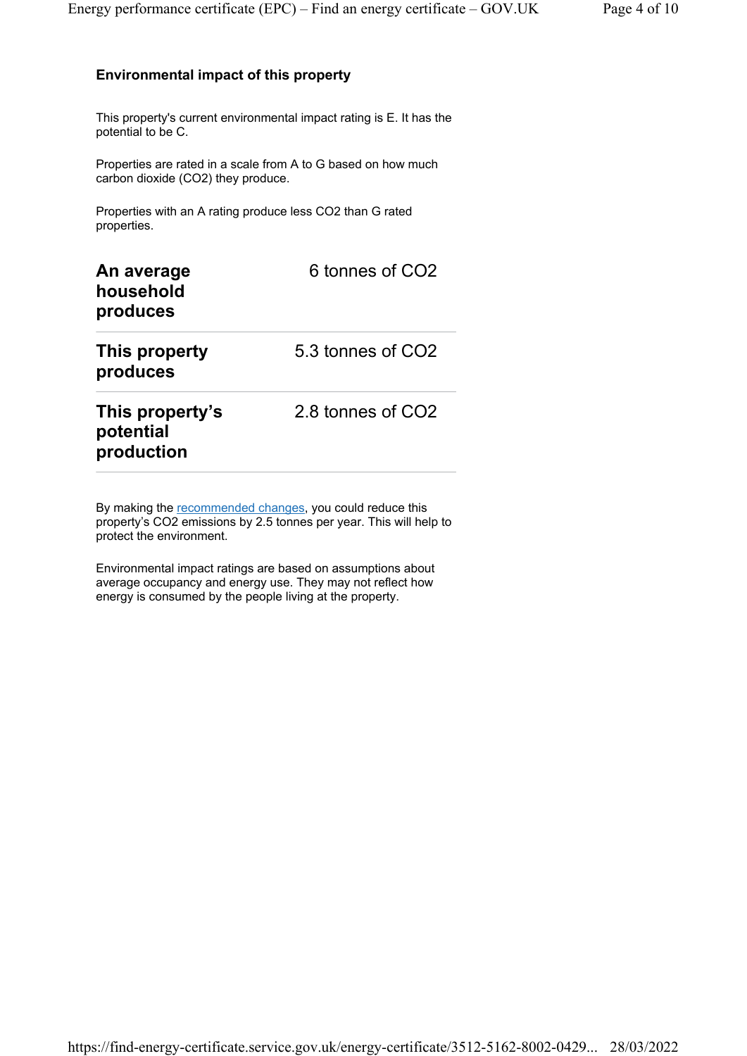### Environmental impact of this property

This property's current environmental impact rating is E. It has the potential to be C.

Properties are rated in a scale from A to G based on how much carbon dioxide ($CO_2$) they produce.

Properties with an A rating produce less $CO_2$ than G rated properties.

| | |
|---|---|
| **An average household produces** | 6 tonnes of $CO_2$ |
| **This property produces** | 5.3 tonnes of $CO_2$ |
| **This property's potential production** | 2.8 tonnes of $CO_2$ |

By making the recommended changes, you could reduce this property's $CO_2$ emissions by 2.5 tonnes per year. This will help to protect the environment.

Environmental impact ratings are based on assumptions about average occupancy and energy use. They may not reflect how energy is consumed by the people living at the property.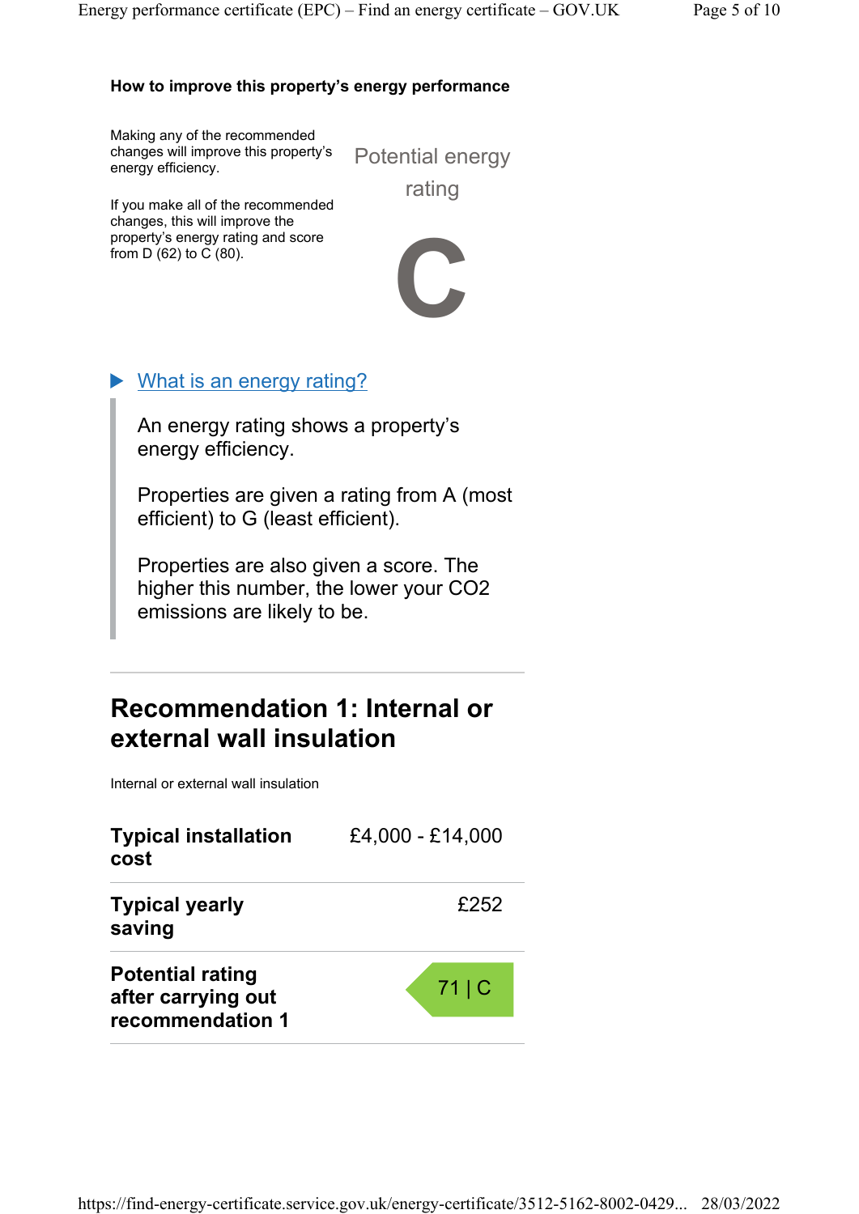### How to improve this property's energy performance

Making any of the recommended changes will improve this property's energy efficiency.

If you make all of the recommended changes, this will improve the property's energy rating and score from D (62) to C (80).

Potential energy rating

**C**

▶ What is an energy rating?

> An energy rating shows a property's energy efficiency.
>
> Properties are given a rating from A (most efficient) to G (least efficient).
>
> Properties are also given a score. The higher this number, the lower your $CO_2$ emissions are likely to be.

---

## Recommendation 1: Internal or external wall insulation

Internal or external wall insulation

| | |
|---|---|
| **Typical installation cost** | £4,000 - £14,000 |
| **Typical yearly saving** | £252 |
| **Potential rating after carrying out recommendation 1** | 71 \| C |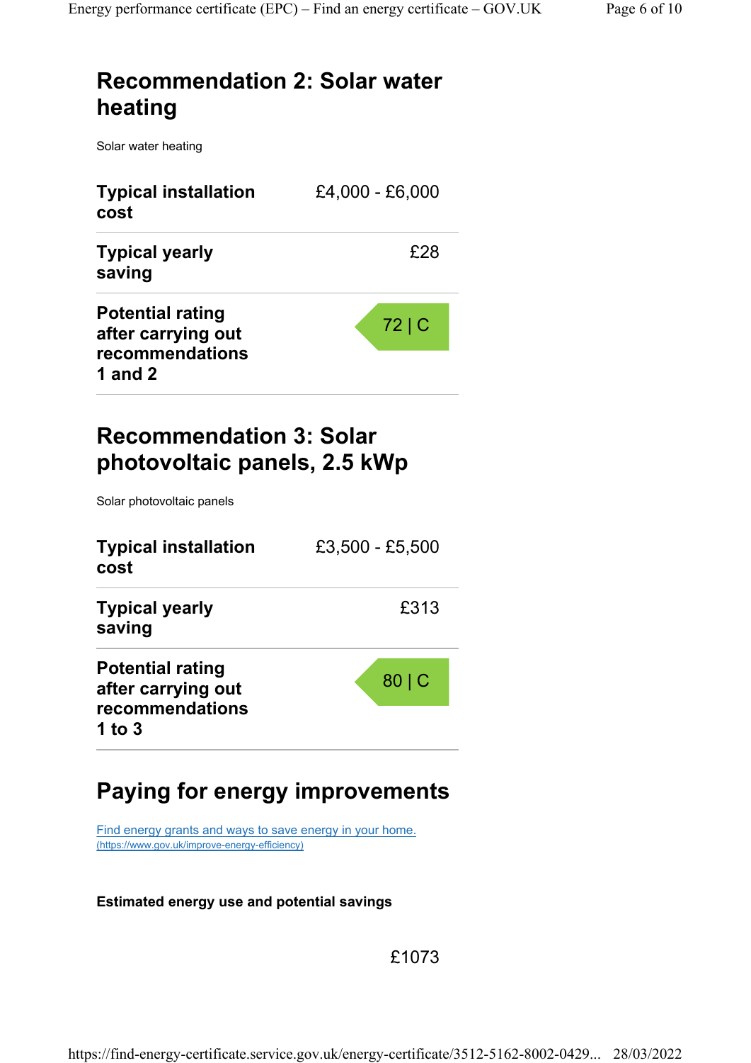## Recommendation 2: Solar water heating

Solar water heating

| | |
|---|---|
| **Typical installation cost** | £4,000 - £6,000 |
| **Typical yearly saving** | £28 |
| **Potential rating after carrying out recommendations 1 and 2** | 72 \| C |

## Recommendation 3: Solar photovoltaic panels, 2.5 kWp

Solar photovoltaic panels

| | |
|---|---|
| **Typical installation cost** | £3,500 - £5,500 |
| **Typical yearly saving** | £313 |
| **Potential rating after carrying out recommendations 1 to 3** | 80 \| C |

## Paying for energy improvements

[Find energy grants and ways to save energy in your home.](https://www.gov.uk/improve-energy-efficiency)
(https://www.gov.uk/improve-energy-efficiency)

**Estimated energy use and potential savings**

£1073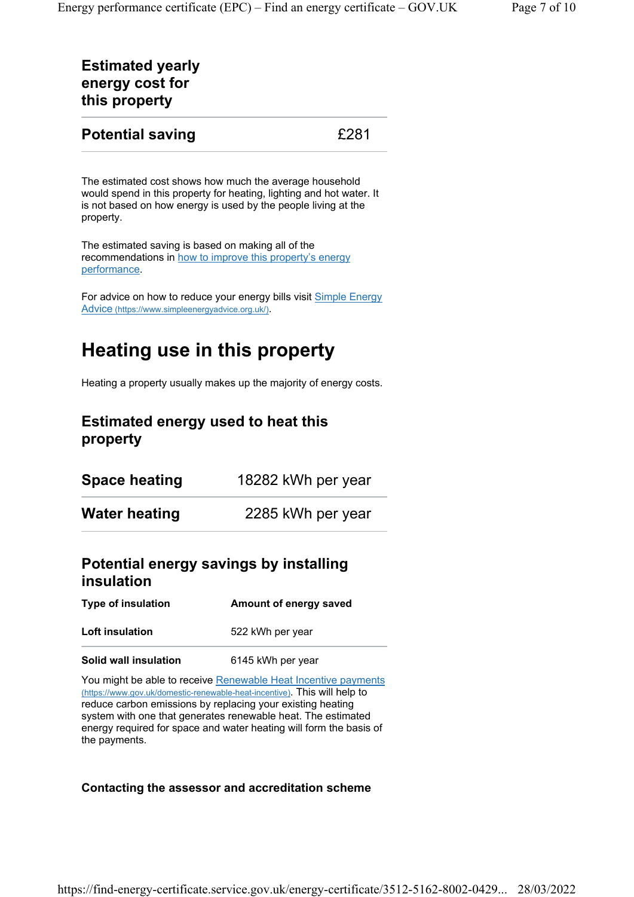### Estimated yearly energy cost for this property

| | |
|---|---|
| **Potential saving** | £281 |

The estimated cost shows how much the average household would spend in this property for heating, lighting and hot water. It is not based on how energy is used by the people living at the property.

The estimated saving is based on making all of the recommendations in [how to improve this property's energy performance](#).

For advice on how to reduce your energy bills visit [Simple Energy Advice (https://www.simpleenergyadvice.org.uk/)](https://www.simpleenergyadvice.org.uk/).

## Heating use in this property

Heating a property usually makes up the majority of energy costs.

### Estimated energy used to heat this property

| | |
|---|---|
| **Space heating** | 18282 kWh per year |
| **Water heating** | 2285 kWh per year |

### Potential energy savings by installing insulation

| Type of insulation | Amount of energy saved |
|---|---|
| **Loft insulation** | 522 kWh per year |
| **Solid wall insulation** | 6145 kWh per year |

You might be able to receive [Renewable Heat Incentive payments (https://www.gov.uk/domestic-renewable-heat-incentive)](https://www.gov.uk/domestic-renewable-heat-incentive). This will help to reduce carbon emissions by replacing your existing heating system with one that generates renewable heat. The estimated energy required for space and water heating will form the basis of the payments.

#### Contacting the assessor and accreditation scheme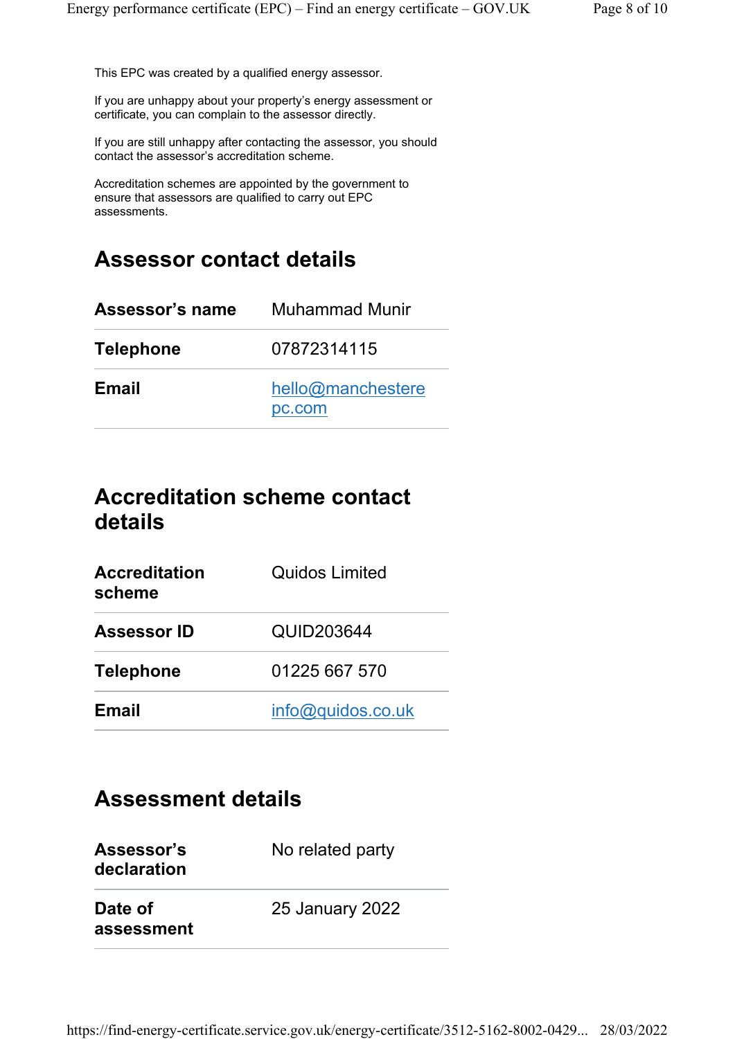This EPC was created by a qualified energy assessor.

If you are unhappy about your property's energy assessment or certificate, you can complain to the assessor directly.

If you are still unhappy after contacting the assessor, you should contact the assessor's accreditation scheme.

Accreditation schemes are appointed by the government to ensure that assessors are qualified to carry out EPC assessments.

## Assessor contact details

| | |
|---|---|
| **Assessor's name** | Muhammad Munir |
| **Telephone** | 07872314115 |
| **Email** | hello@manchesterepc.com |

## Accreditation scheme contact details

| | |
|---|---|
| **Accreditation scheme** | Quidos Limited |
| **Assessor ID** | QUID203644 |
| **Telephone** | 01225 667 570 |
| **Email** | info@quidos.co.uk |

## Assessment details

| | |
|---|---|
| **Assessor's declaration** | No related party |
| **Date of assessment** | 25 January 2022 |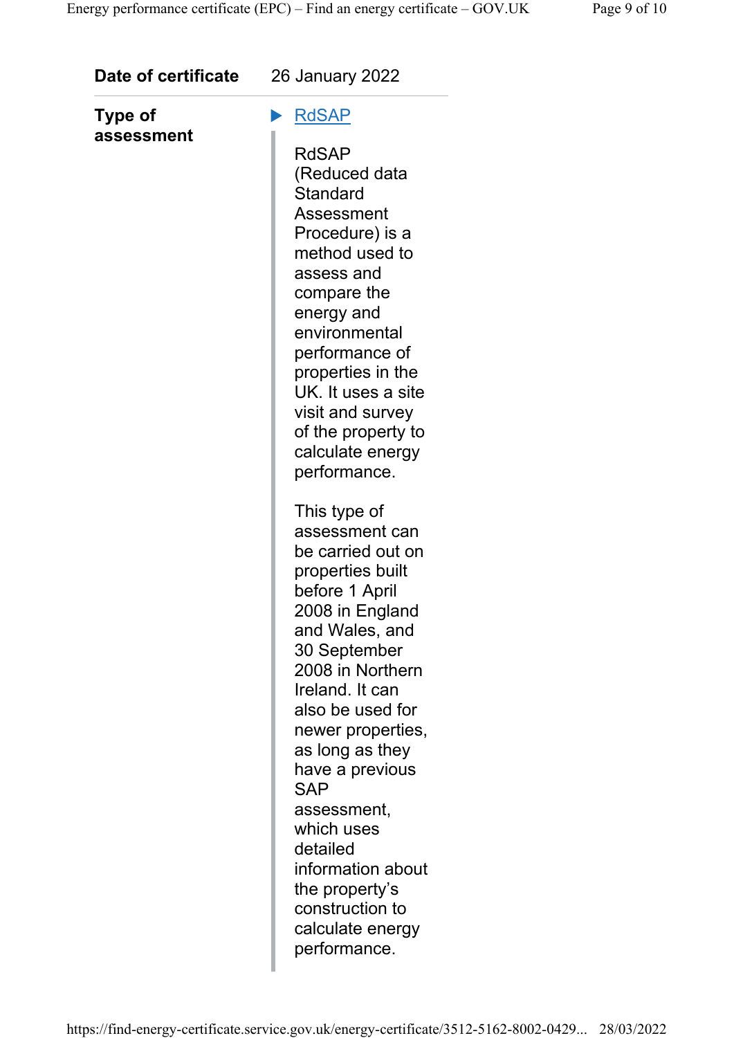| | |
|---|---|
| **Date of certificate** | 26 January 2022 |
| **Type of assessment** | ▶ RdSAP<br><br>RdSAP (Reduced data Standard Assessment Procedure) is a method used to assess and compare the energy and environmental performance of properties in the UK. It uses a site visit and survey of the property to calculate energy performance.<br><br>This type of assessment can be carried out on properties built before 1 April 2008 in England and Wales, and 30 September 2008 in Northern Ireland. It can also be used for newer properties, as long as they have a previous SAP assessment, which uses detailed information about the property's construction to calculate energy performance. |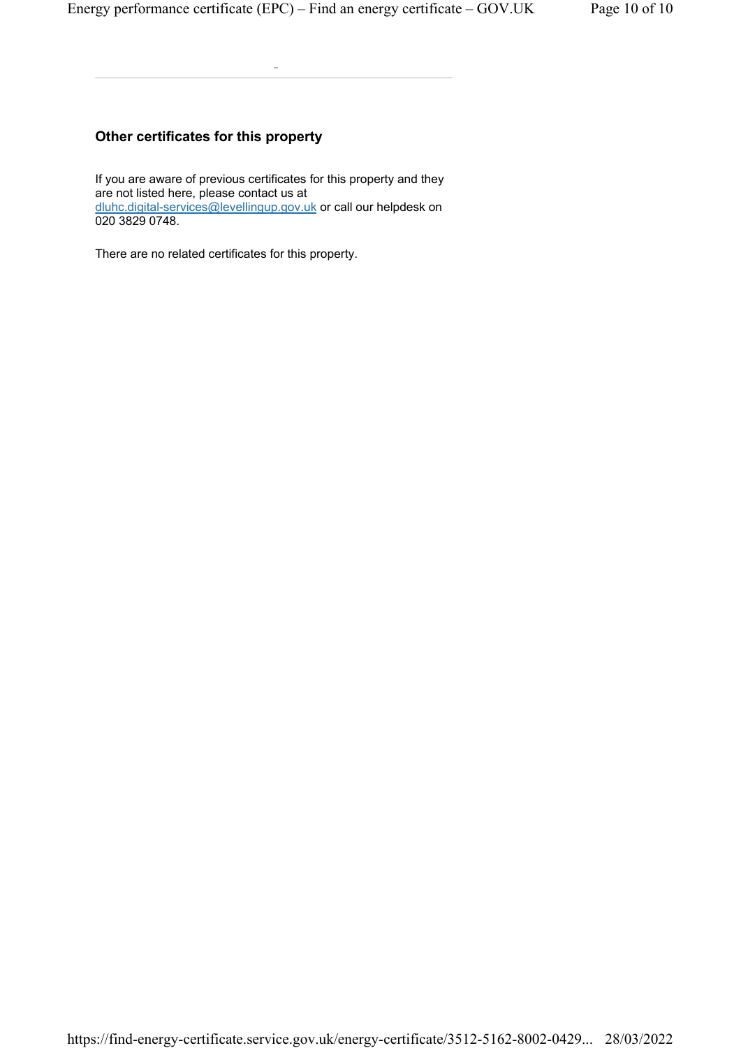## Other certificates for this property

If you are aware of previous certificates for this property and they are not listed here, please contact us at dluhc.digital-services@levellingup.gov.uk or call our helpdesk on 020 3829 0748.

There are no related certificates for this property.